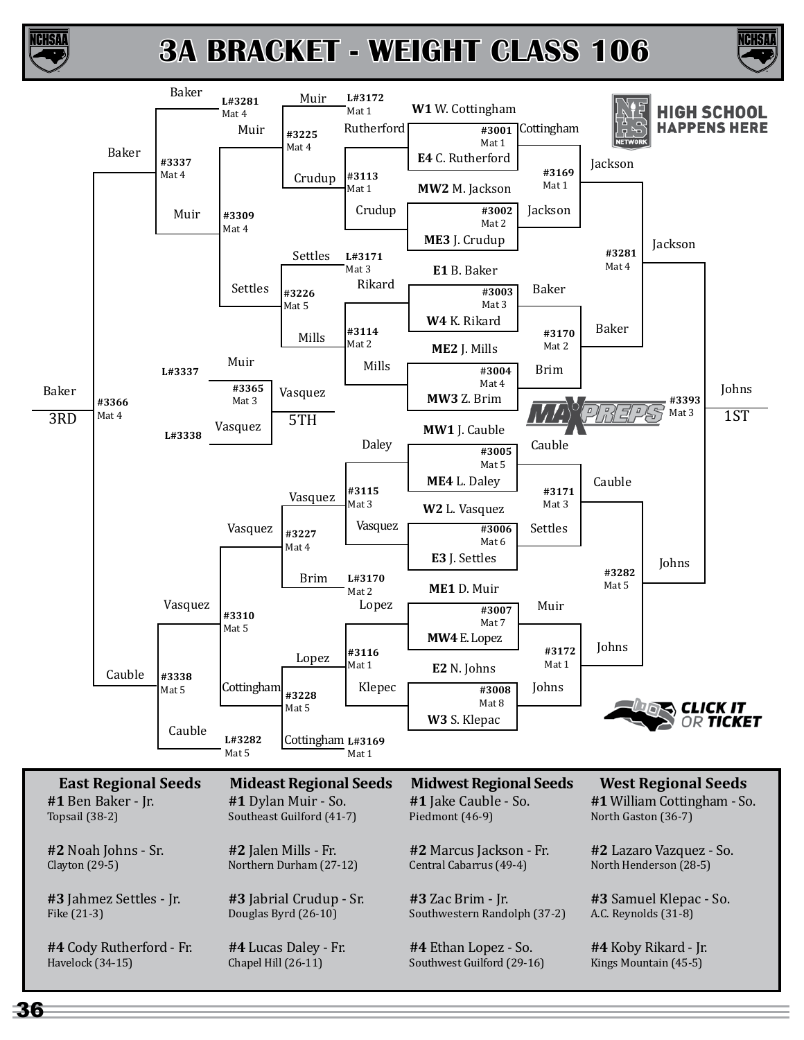# 3A BRACKET - WEIGHT CLASS 106

## Championship Bracket

### First Round

| Bout | Mat | Wrestler 1 | Wrestler 2 | Winner |
|---|---|---|---|---|
| #3001 | Mat 1 | W1 W. Cottingham | E4 C. Rutherford | Cottingham |
| #3002 | Mat 2 | MW2 M. Jackson | ME3 J. Crudup | Jackson |
| #3003 | Mat 3 | E1 B. Baker | W4 K. Rikard | Baker |
| #3004 | Mat 4 | ME2 J. Mills | MW3 Z. Brim | Brim |
| #3005 | Mat 5 | MW1 J. Cauble | ME4 L. Daley | Cauble |
| #3006 | Mat 6 | W2 L. Vasquez | E3 J. Settles | Settles |
| #3007 | Mat 7 | ME1 D. Muir | MW4 E. Lopez | Muir |
| #3008 | Mat 8 | E2 N. Johns | W3 S. Klepac | Johns |

### Quarterfinals

| Bout | Mat | Wrestler 1 | Wrestler 2 | Winner |
|---|---|---|---|---|
| #3169 | Mat 1 | Cottingham | Jackson | Jackson |
| #3170 | Mat 2 | Baker | Brim | Baker |
| #3171 | Mat 3 | Cauble | Settles | Cauble |
| #3172 | Mat 1 | Muir | Johns | Johns |

### Semifinals

| Bout | Mat | Wrestler 1 | Wrestler 2 | Winner |
|---|---|---|---|---|
| #3281 | Mat 4 | Jackson | Baker | Jackson |
| #3282 | Mat 5 | Cauble | Johns | Johns |

### Final

| Bout | Mat | Wrestler 1 | Wrestler 2 | Winner |
|---|---|---|---|---|
| #3393 | Mat 3 | Jackson | Johns | Johns - 1ST |

## Consolation Bracket

| Bout | Mat | Wrestler 1 | Wrestler 2 | Winner |
|---|---|---|---|---|
| #3113 | Mat 1 | Rutherford | Crudup | Crudup |
| #3114 | Mat 2 | Rikard | Mills | Mills |
| #3115 | Mat 3 | Daley | Vasquez | Vasquez |
| #3116 | Mat 1 | Lopez | Klepec | Lopez |
| #3225 | Mat 4 | Muir (L#3172, Mat 1) | Crudup | Muir |
| #3226 | Mat 5 | Settles (L#3171, Mat 3) | Mills | Settles |
| #3227 | Mat 4 | Vasquez | Brim (L#3170, Mat 2) | Vasquez |
| #3228 | Mat 5 | Lopez | Cottingham (L#3169, Mat 1) | Cottingham |
| #3309 | Mat 4 | Muir | Settles | Muir |
| #3310 | Mat 5 | Vasquez | Cottingham | Vasquez |
| #3337 | Mat 4 | Baker (L#3281, Mat 4) | Muir | Baker |
| #3338 | Mat 5 | Vasquez | Cauble (L#3282, Mat 5) | Cauble |
| #3365 | Mat 3 | Muir (L#3337) | Vasquez (L#3338) | Vasquez - 5TH |
| #3366 | Mat 4 | Baker | Cauble | Baker - 3RD |

## Regional Seeds

| East Regional Seeds | Mideast Regional Seeds | Midwest Regional Seeds | West Regional Seeds |
|---|---|---|---|
| **#1** Ben Baker - Jr. Topsail (38-2) | **#1** Dylan Muir - So. Southeast Guilford (41-7) | **#1** Jake Cauble - So. Piedmont (46-9) | **#1** William Cottingham - So. North Gaston (36-7) |
| **#2** Noah Johns - Sr. Clayton (29-5) | **#2** Jalen Mills - Fr. Northern Durham (27-12) | **#2** Marcus Jackson - Fr. Central Cabarrus (49-4) | **#2** Lazaro Vazquez - So. North Henderson (28-5) |
| **#3** Jahmez Settles - Jr. Fike (21-3) | **#3** Jabrial Crudup - Sr. Douglas Byrd (26-10) | **#3** Zac Brim - Jr. Southwestern Randolph (37-2) | **#3** Samuel Klepac - So. A.C. Reynolds (31-8) |
| **#4** Cody Rutherford - Fr. Havelock (34-15) | **#4** Lucas Daley - Fr. Chapel Hill (26-11) | **#4** Ethan Lopez - So. Southwest Guilford (29-16) | **#4** Koby Rikard - Jr. Kings Mountain (45-5) |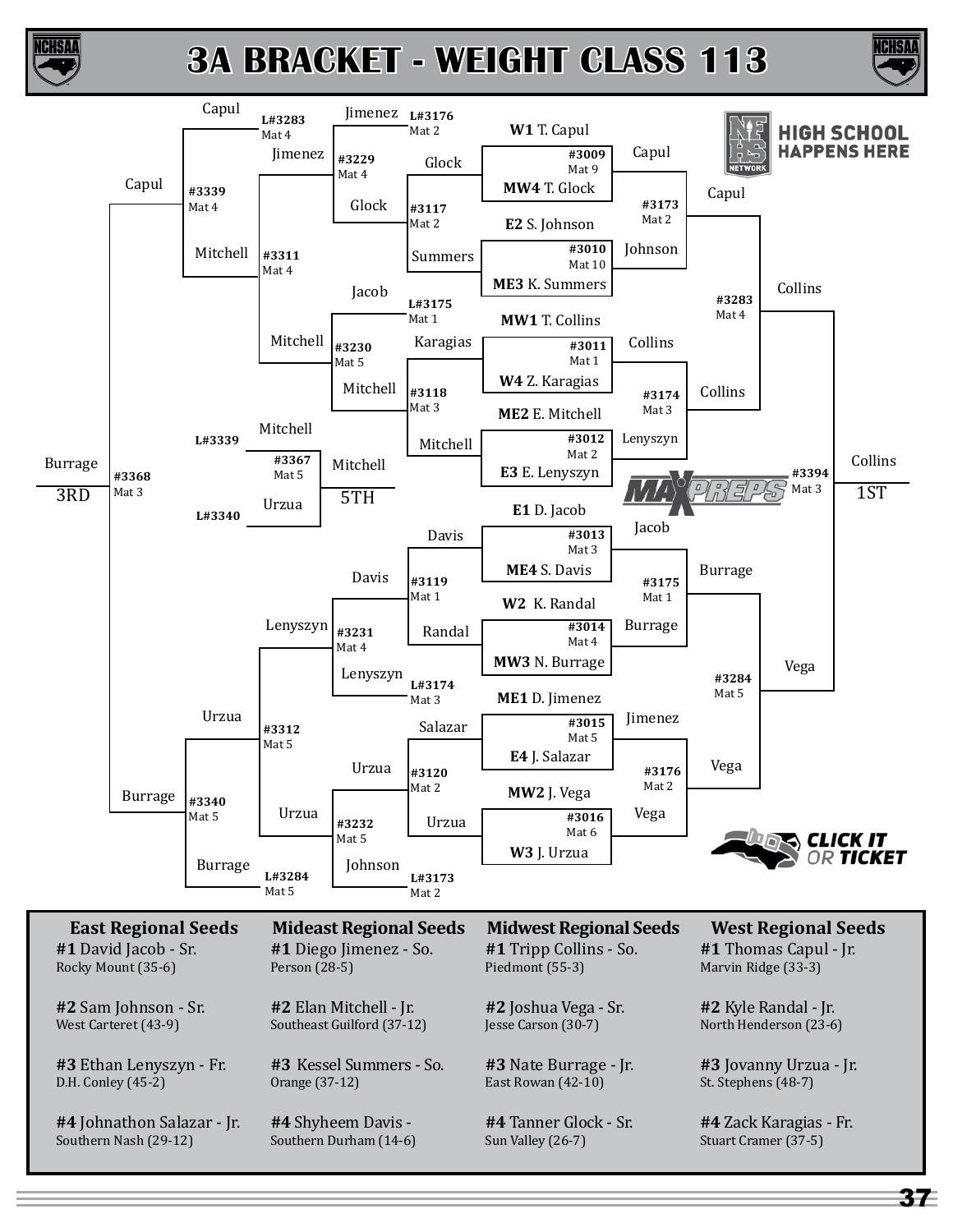# 3A BRACKET - WEIGHT CLASS 113

## Championship Bracket – First Round

| Match | Mat | Wrestler 1 | Wrestler 2 | Winner |
|---|---|---|---|---|
| #3009 | Mat 9 | W1 T. Capul | MW4 T. Glock | Capul |
| #3010 | Mat 10 | E2 S. Johnson | ME3 K. Summers | Johnson |
| #3011 | Mat 1 | MW1 T. Collins | W4 Z. Karagias | Collins |
| #3012 | Mat 2 | ME2 E. Mitchell | E3 E. Lenyszyn | Lenyszyn |
| #3013 | Mat 3 | E1 D. Jacob | ME4 S. Davis | Jacob |
| #3014 | Mat 4 | W2 K. Randal | MW3 N. Burrage | Burrage |
| #3015 | Mat 5 | ME1 D. Jimenez | E4 J. Salazar | Jimenez |
| #3016 | Mat 6 | MW2 J. Vega | W3 J. Urzua | Vega |

## Championship Bracket – Quarterfinals

| Match | Mat | Wrestler 1 | Wrestler 2 | Winner |
|---|---|---|---|---|
| #3173 | Mat 2 | Capul | Johnson | Capul |
| #3174 | Mat 3 | Collins | Lenyszyn | Collins |
| #3175 | Mat 1 | Jacob | Burrage | Burrage |
| #3176 | Mat 2 | Jimenez | Vega | Vega |

## Championship Bracket – Semifinals

| Match | Mat | Wrestler 1 | Wrestler 2 | Winner |
|---|---|---|---|---|
| #3283 | Mat 4 | Capul | Collins | Collins |
| #3284 | Mat 5 | Burrage | Vega | Vega |

## Championship Final

| Match | Mat | Wrestler 1 | Wrestler 2 | Winner |
|---|---|---|---|---|
| #3394 | Mat 3 | Collins | Vega | Collins – 1ST |

## Consolation Bracket – First Round

| Match | Mat | Wrestler 1 | Wrestler 2 | Winner |
|---|---|---|---|---|
| #3117 | Mat 2 | Glock | Summers | Glock |
| #3118 | Mat 3 | Karagias | Mitchell | Mitchell |
| #3119 | Mat 1 | Davis | Randal | Davis |
| #3120 | Mat 2 | Salazar | Urzua | Urzua |

## Consolation Bracket – Second Round

| Match | Mat | Wrestler 1 | Wrestler 2 | Winner |
|---|---|---|---|---|
| #3229 | Mat 4 | Jimenez (L#3176, Mat 2) | Glock | Jimenez |
| #3230 | Mat 5 | Jacob (L#3175, Mat 1) | Mitchell | Mitchell |
| #3231 | Mat 4 | Davis | Lenyszyn (L#3174, Mat 3) | Lenyszyn |
| #3232 | Mat 5 | Urzua | Johnson (L#3173, Mat 2) | Urzua |

## Consolation Bracket – Quarterfinals

| Match | Mat | Wrestler 1 | Wrestler 2 | Winner |
|---|---|---|---|---|
| #3311 | Mat 4 | Jimenez | Mitchell | Mitchell |
| #3312 | Mat 5 | Lenyszyn | Urzua | Urzua |

## Consolation Bracket – Semifinals

| Match | Mat | Wrestler 1 | Wrestler 2 | Winner |
|---|---|---|---|---|
| #3339 | Mat 4 | Capul (L#3283, Mat 4) | Mitchell | Capul |
| #3340 | Mat 5 | Urzua | Burrage (L#3284, Mat 5) | Burrage |

## 3rd Place

| Match | Mat | Wrestler 1 | Wrestler 2 | Winner |
|---|---|---|---|---|
| #3368 | Mat 3 | Capul | Burrage | Burrage – 3RD |

## 5th Place

| Match | Mat | Wrestler 1 | Wrestler 2 | Winner |
|---|---|---|---|---|
| #3367 | Mat 5 | Mitchell (L#3339) | Urzua (L#3340) | Mitchell – 5TH |

## East Regional Seeds

**#1** David Jacob - Sr.
Rocky Mount (35-6)

**#2** Sam Johnson - Sr.
West Carteret (43-9)

**#3** Ethan Lenyszyn - Fr.
D.H. Conley (45-2)

**#4** Johnathon Salazar - Jr.
Southern Nash (29-12)

## Mideast Regional Seeds

**#1** Diego Jimenez - So.
Person (28-5)

**#2** Elan Mitchell - Jr.
Southeast Guilford (37-12)

**#3** Kessel Summers - So.
Orange (37-12)

**#4** Shyheem Davis -
Southern Durham (14-6)

## Midwest Regional Seeds

**#1** Tripp Collins - So.
Piedmont (55-3)

**#2** Joshua Vega - Sr.
Jesse Carson (30-7)

**#3** Nate Burrage - Jr.
East Rowan (42-10)

**#4** Tanner Glock - Sr.
Sun Valley (26-7)

## West Regional Seeds

**#1** Thomas Capul - Jr.
Marvin Ridge (33-3)

**#2** Kyle Randal - Jr.
North Henderson (23-6)

**#3** Jovanny Urzua - Jr.
St. Stephens (48-7)

**#4** Zack Karagias - Fr.
Stuart Cramer (37-5)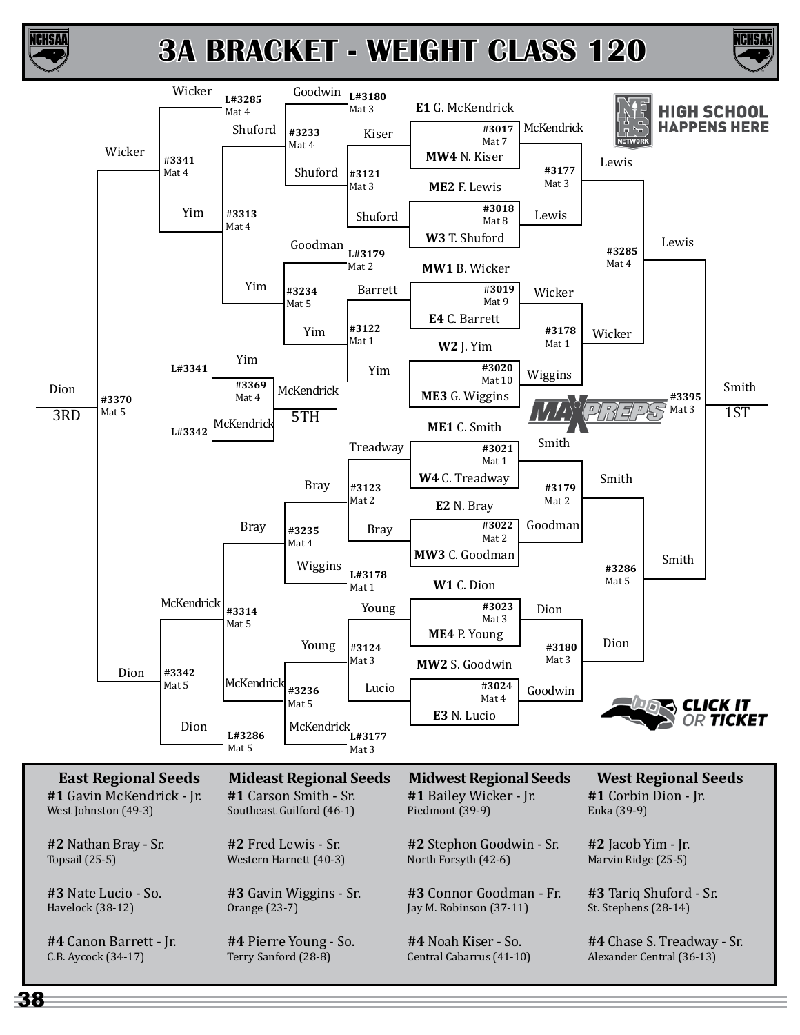# 3A BRACKET - WEIGHT CLASS 120

## Championship Bracket

**First Round**

| Match | Mat | Wrestlers | Winner |
|---|---|---|---|
| #3017 | Mat 7 | E1 G. McKendrick vs. MW4 N. Kiser | McKendrick |
| #3018 | Mat 8 | ME2 F. Lewis vs. W3 T. Shuford | Lewis |
| #3019 | Mat 9 | MW1 B. Wicker vs. E4 C. Barrett | Wicker |
| #3020 | Mat 10 | W2 J. Yim vs. ME3 G. Wiggins | Wiggins |
| #3021 | Mat 1 | ME1 C. Smith vs. W4 C. Treadway | Smith |
| #3022 | Mat 2 | E2 N. Bray vs. MW3 C. Goodman | Goodman |
| #3023 | Mat 3 | W1 C. Dion vs. ME4 P. Young | Dion |
| #3024 | Mat 4 | MW2 S. Goodwin vs. E3 N. Lucio | Goodwin |

**Quarterfinals**

| Match | Mat | Wrestlers | Winner |
|---|---|---|---|
| #3177 | Mat 3 | McKendrick vs. Lewis | Lewis |
| #3178 | Mat 1 | Wicker vs. Wiggins | Wicker |
| #3179 | Mat 2 | Smith vs. Goodman | Smith |
| #3180 | Mat 3 | Dion vs. Goodwin | Dion |

**Semifinals**

| Match | Mat | Wrestlers | Winner |
|---|---|---|---|
| #3285 | Mat 4 | Lewis vs. Wicker | Lewis |
| #3286 | Mat 5 | Smith vs. Dion | Smith |

**Final**

| Match | Mat | Wrestlers | Winner |
|---|---|---|---|
| #3395 | Mat 3 | Lewis vs. Smith | Smith — 1ST |

## Consolation Bracket

**Consolation Round 1**

| Match | Mat | Wrestlers | Winner |
|---|---|---|---|
| #3121 | Mat 3 | Kiser vs. Shuford | Shuford |
| #3122 | Mat 1 | Barrett vs. Yim | Yim |
| #3123 | Mat 2 | Treadway vs. Bray | Bray |
| #3124 | Mat 3 | Young vs. Lucio | Young |

**Consolation Round 2**

| Match | Mat | Wrestlers | Winner |
|---|---|---|---|
| #3233 | Mat 4 | Goodwin (L#3180, Mat 3) vs. Shuford | Shuford |
| #3234 | Mat 5 | Goodman (L#3179, Mat 2) vs. Yim | Yim |
| #3235 | Mat 4 | Bray vs. Wiggins (L#3178, Mat 1) | Bray |
| #3236 | Mat 5 | Young vs. McKendrick (L#3177, Mat 3) | McKendrick |

**Consolation Quarterfinals**

| Match | Mat | Wrestlers | Winner |
|---|---|---|---|
| #3313 | Mat 4 | Shuford vs. Yim | Yim |
| #3314 | Mat 5 | Bray vs. McKendrick | McKendrick |

**Consolation Semifinals**

| Match | Mat | Wrestlers | Winner |
|---|---|---|---|
| #3341 | Mat 4 | Wicker (L#3285, Mat 4) vs. Yim | Wicker |
| #3342 | Mat 5 | McKendrick vs. Dion (L#3286, Mat 5) | Dion |

**3rd Place**

| Match | Mat | Wrestlers | Winner |
|---|---|---|---|
| #3370 | Mat 5 | Wicker vs. Dion | Dion — 3RD |

**5th Place**

| Match | Mat | Wrestlers | Winner |
|---|---|---|---|
| #3369 | Mat 4 | Yim (L#3341) vs. McKendrick (L#3342) | McKendrick — 5TH |

HIGH SCHOOL HAPPENS HERE

MAXPREPS

CLICK IT OR TICKET

## Regional Seeds

**East Regional Seeds**

**#1** Gavin McKendrick - Jr.
West Johnston (49-3)

**#2** Nathan Bray - Sr.
Topsail (25-5)

**#3** Nate Lucio - So.
Havelock (38-12)

**#4** Canon Barrett - Jr.
C.B. Aycock (34-17)

**Mideast Regional Seeds**

**#1** Carson Smith - Sr.
Southeast Guilford (46-1)

**#2** Fred Lewis - Sr.
Western Harnett (40-3)

**#3** Gavin Wiggins - Sr.
Orange (23-7)

**#4** Pierre Young - So.
Terry Sanford (28-8)

**Midwest Regional Seeds**

**#1** Bailey Wicker - Jr.
Piedmont (39-9)

**#2** Stephon Goodwin - Sr.
North Forsyth (42-6)

**#3** Connor Goodman - Fr.
Jay M. Robinson (37-11)

**#4** Noah Kiser - So.
Central Cabarrus (41-10)

**West Regional Seeds**

**#1** Corbin Dion - Jr.
Enka (39-9)

**#2** Jacob Yim - Jr.
Marvin Ridge (25-5)

**#3** Tariq Shuford - Sr.
St. Stephens (28-14)

**#4** Chase S. Treadway - Sr.
Alexander Central (36-13)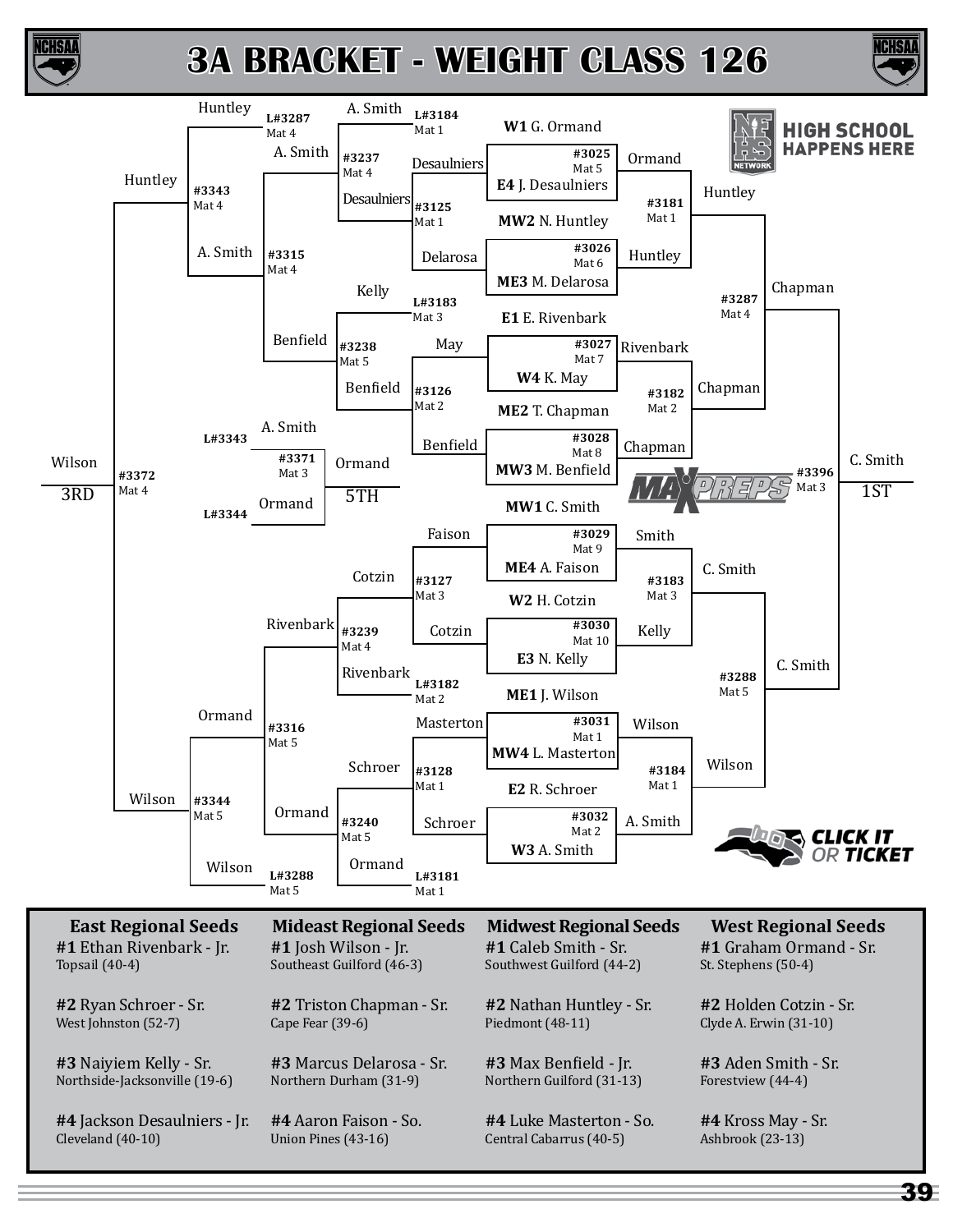# 3A BRACKET - WEIGHT CLASS 126

## Championship Bracket – First Round

| Match | Mat | Wrestler | Wrestler | Winner |
|---|---|---|---|---|
| #3025 | Mat 5 | W1 G. Ormand | E4 J. Desaulniers | Ormand |
| #3026 | Mat 6 | MW2 N. Huntley | ME3 M. Delarosa | Huntley |
| #3027 | Mat 7 | E1 E. Rivenbark | W4 K. May | Rivenbark |
| #3028 | Mat 8 | ME2 T. Chapman | MW3 M. Benfield | Chapman |
| #3029 | Mat 9 | MW1 C. Smith | ME4 A. Faison | Smith |
| #3030 | Mat 10 | W2 H. Cotzin | E3 N. Kelly | Kelly |
| #3031 | Mat 1 | ME1 J. Wilson | MW4 L. Masterton | Wilson |
| #3032 | Mat 2 | E2 R. Schroer | W3 A. Smith | A. Smith |

## Championship Quarterfinals

| Match | Mat | Wrestler | Wrestler | Winner |
|---|---|---|---|---|
| #3181 | Mat 1 | Ormand | Huntley | Huntley |
| #3182 | Mat 2 | Rivenbark | Chapman | Chapman |
| #3183 | Mat 3 | Smith | Kelly | C. Smith |
| #3184 | Mat 1 | Wilson | A. Smith | Wilson |

## Championship Semifinals

| Match | Mat | Wrestler | Wrestler | Winner |
|---|---|---|---|---|
| #3287 | Mat 4 | Huntley | Chapman | Chapman |
| #3288 | Mat 5 | C. Smith | Wilson | C. Smith |

## Championship Final

| Match | Mat | Wrestler | Wrestler | Winner |
|---|---|---|---|---|
| #3396 | Mat 3 | Chapman | C. Smith | C. Smith – 1ST |

## Consolation Bracket

| Match | Mat | Wrestler | Wrestler | Winner |
|---|---|---|---|---|
| #3125 | Mat 1 | Desaulniers | Delarosa | Desaulniers |
| #3126 | Mat 2 | May | Benfield | Benfield |
| #3127 | Mat 3 | Faison | Cotzin | Cotzin |
| #3128 | Mat 1 | Masterton | Schroer | Schroer |
| #3237 | Mat 4 | A. Smith (L#3184, Mat 1) | Desaulniers | A. Smith |
| #3238 | Mat 5 | Kelly (L#3183, Mat 3) | Benfield | Benfield |
| #3239 | Mat 4 | Cotzin | Rivenbark (L#3182, Mat 2) | Rivenbark |
| #3240 | Mat 5 | Schroer | Ormand (L#3181, Mat 1) | Ormand |
| #3315 | Mat 4 | A. Smith | Benfield | A. Smith |
| #3316 | Mat 5 | Rivenbark | Ormand | Ormand |
| #3343 | Mat 4 | Huntley (L#3287, Mat 4) | A. Smith | Huntley |
| #3344 | Mat 5 | Ormand | Wilson (L#3288, Mat 5) | Wilson |
| #3371 | Mat 3 | A. Smith (L#3343) | Ormand (L#3344) | Ormand – 5TH |
| #3372 | Mat 4 | Huntley | Wilson | Wilson – 3RD |

## East Regional Seeds

**#1** Ethan Rivenbark - Jr.
Topsail (40-4)

**#2** Ryan Schroer - Sr.
West Johnston (52-7)

**#3** Naiyiem Kelly - Sr.
Northside-Jacksonville (19-6)

**#4** Jackson Desaulniers - Jr.
Cleveland (40-10)

## Mideast Regional Seeds

**#1** Josh Wilson - Jr.
Southeast Guilford (46-3)

**#2** Triston Chapman - Sr.
Cape Fear (39-6)

**#3** Marcus Delarosa - Sr.
Northern Durham (31-9)

**#4** Aaron Faison - So.
Union Pines (43-16)

## Midwest Regional Seeds

**#1** Caleb Smith - Sr.
Southwest Guilford (44-2)

**#2** Nathan Huntley - Sr.
Piedmont (48-11)

**#3** Max Benfield - Jr.
Northern Guilford (31-13)

**#4** Luke Masterton - So.
Central Cabarrus (40-5)

## West Regional Seeds

**#1** Graham Ormand - Sr.
St. Stephens (50-4)

**#2** Holden Cotzin - Sr.
Clyde A. Erwin (31-10)

**#3** Aden Smith - Sr.
Forestview (44-4)

**#4** Kross May - Sr.
Ashbrook (23-13)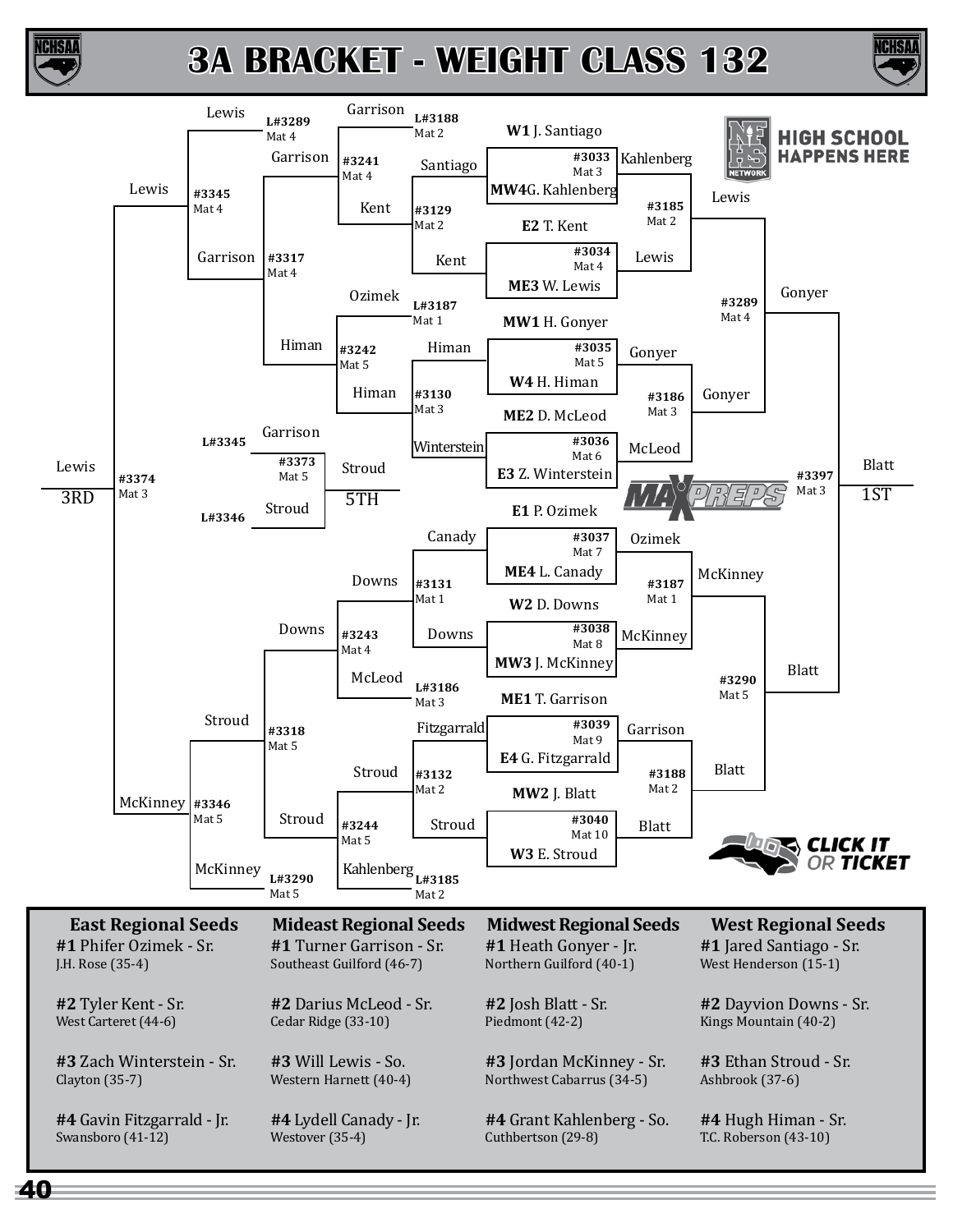# 3A BRACKET - WEIGHT CLASS 132

## Championship Bracket

| Match | Mat | Wrestlers | Winner |
|---|---|---|---|
| #3033 | Mat 3 | W1 J. Santiago vs. MW4 G. Kahlenberg | Kahlenberg |
| #3034 | Mat 4 | E2 T. Kent vs. ME3 W. Lewis | Lewis |
| #3035 | Mat 5 | MW1 H. Gonyer vs. W4 H. Himan | Gonyer |
| #3036 | Mat 6 | ME2 D. McLeod vs. E3 Z. Winterstein | McLeod |
| #3037 | Mat 7 | E1 P. Ozimek vs. ME4 L. Canady | Ozimek |
| #3038 | Mat 8 | W2 D. Downs vs. MW3 J. McKinney | McKinney |
| #3039 | Mat 9 | ME1 T. Garrison vs. E4 G. Fitzgarrald | Garrison |
| #3040 | Mat 10 | MW2 J. Blatt vs. W3 E. Stroud | Blatt |
| #3185 | Mat 2 | Kahlenberg vs. Lewis | Lewis |
| #3186 | Mat 3 | Gonyer vs. McLeod | Gonyer |
| #3187 | Mat 1 | Ozimek vs. McKinney | McKinney |
| #3188 | Mat 2 | Garrison vs. Blatt | Blatt |
| #3289 | Mat 4 | Lewis vs. Gonyer | Gonyer |
| #3290 | Mat 5 | McKinney vs. Blatt | Blatt |
| #3397 | Mat 3 | Gonyer vs. Blatt | Blatt — 1ST |

## Consolation Bracket

| Match | Mat | Wrestlers | Winner |
|---|---|---|---|
| #3129 | Mat 2 | Santiago vs. Kent | Kent |
| #3130 | Mat 3 | Himan vs. Winterstein | Himan |
| #3131 | Mat 1 | Canady vs. Downs | Downs |
| #3132 | Mat 2 | Fitzgarrald vs. Stroud | Stroud |
| #3241 | Mat 4 | Garrison (L#3188) vs. Kent | Garrison |
| #3242 | Mat 5 | Ozimek (L#3187) vs. Himan | Himan |
| #3243 | Mat 4 | Downs vs. McLeod (L#3186) | Downs |
| #3244 | Mat 5 | Stroud vs. Kahlenberg (L#3185) | Stroud |
| #3317 | Mat 4 | Garrison vs. Himan | Garrison |
| #3318 | Mat 5 | Downs vs. Stroud | Stroud |
| #3345 | Mat 4 | Lewis (L#3289) vs. Garrison | Lewis |
| #3346 | Mat 5 | Stroud vs. McKinney (L#3290) | McKinney |
| #3373 | Mat 5 | Garrison (L#3345) vs. Stroud (L#3346) | Stroud — 5TH |
| #3374 | Mat 3 | Lewis vs. McKinney | Lewis — 3RD |

## Regional Seeds

| East Regional Seeds | Mideast Regional Seeds | Midwest Regional Seeds | West Regional Seeds |
|---|---|---|---|
| **#1** Phifer Ozimek - Sr. J.H. Rose (35-4) | **#1** Turner Garrison - Sr. Southeast Guilford (46-7) | **#1** Heath Gonyer - Jr. Northern Guilford (40-1) | **#1** Jared Santiago - Sr. West Henderson (15-1) |
| **#2** Tyler Kent - Sr. West Carteret (44-6) | **#2** Darius McLeod - Sr. Cedar Ridge (33-10) | **#2** Josh Blatt - Sr. Piedmont (42-2) | **#2** Dayvion Downs - Sr. Kings Mountain (40-2) |
| **#3** Zach Winterstein - Sr. Clayton (35-7) | **#3** Will Lewis - So. Western Harnett (40-4) | **#3** Jordan McKinney - Sr. Northwest Cabarrus (34-5) | **#3** Ethan Stroud - Sr. Ashbrook (37-6) |
| **#4** Gavin Fitzgarrald - Jr. Swansboro (41-12) | **#4** Lydell Canady - Jr. Westover (35-4) | **#4** Grant Kahlenberg - So. Cuthbertson (29-8) | **#4** Hugh Himan - Sr. T.C. Roberson (43-10) |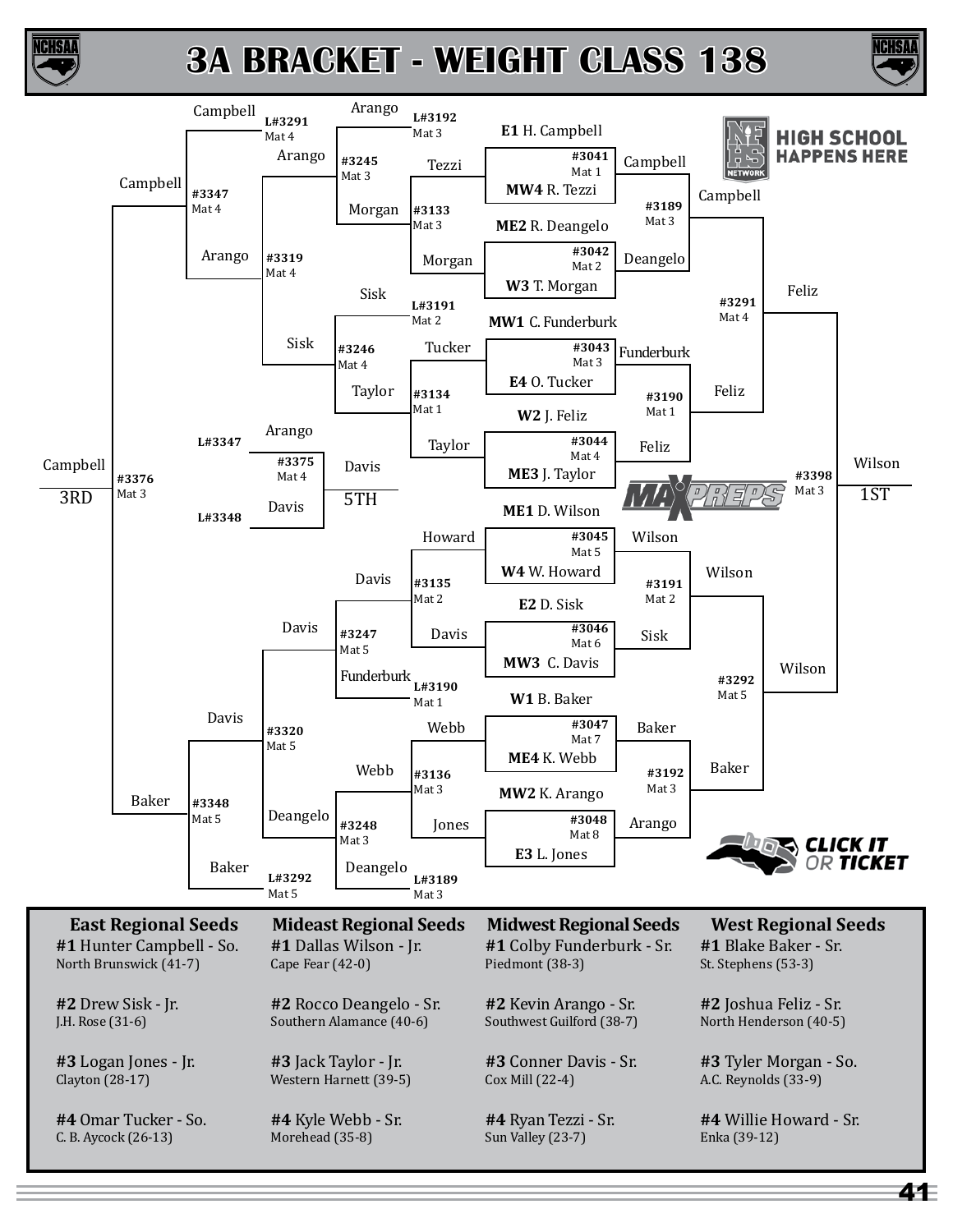# 3A BRACKET - WEIGHT CLASS 138

## Championship Bracket

### First Round

| Match | Mat | Wrestler 1 | Wrestler 2 | Winner |
|---|---|---|---|---|
| #3041 | Mat 1 | E1 H. Campbell | MW4 R. Tezzi | Campbell |
| #3042 | Mat 2 | ME2 R. Deangelo | W3 T. Morgan | Deangelo |
| #3043 | Mat 3 | MW1 C. Funderburk | E4 O. Tucker | Funderburk |
| #3044 | Mat 4 | W2 J. Feliz | ME3 J. Taylor | Feliz |
| #3045 | Mat 5 | ME1 D. Wilson | W4 W. Howard | Wilson |
| #3046 | Mat 6 | E2 D. Sisk | MW3 C. Davis | Sisk |
| #3047 | Mat 7 | W1 B. Baker | ME4 K. Webb | Baker |
| #3048 | Mat 8 | MW2 K. Arango | E3 L. Jones | Arango |

### Quarterfinals

| Match | Mat | Wrestler 1 | Wrestler 2 | Winner |
|---|---|---|---|---|
| #3189 | Mat 3 | Campbell | Deangelo | Campbell |
| #3190 | Mat 1 | Funderburk | Feliz | Feliz |
| #3191 | Mat 2 | Wilson | Sisk | Wilson |
| #3192 | Mat 3 | Baker | Arango | Baker |

### Semifinals

| Match | Mat | Wrestler 1 | Wrestler 2 | Winner |
|---|---|---|---|---|
| #3291 | Mat 4 | Campbell | Feliz | Feliz |
| #3292 | Mat 5 | Wilson | Baker | Wilson |

### Final

| Match | Mat | Wrestler 1 | Wrestler 2 | Winner |
|---|---|---|---|---|
| #3398 | Mat 3 | Feliz | Wilson | Wilson (1ST) |

## Consolation Bracket

| Match | Mat | Wrestler 1 | Wrestler 2 | Winner |
|---|---|---|---|---|
| #3133 | Mat 3 | Tezzi | Morgan | Morgan |
| #3134 | Mat 1 | Tucker | Taylor | Taylor |
| #3135 | Mat 2 | Howard | Davis | Davis |
| #3136 | Mat 3 | Webb | Jones | Webb |
| #3245 | Mat 3 | Arango (L#3192) | Morgan | Arango |
| #3246 | Mat 4 | Sisk (L#3191) | Taylor | Sisk |
| #3247 | Mat 5 | Davis | Funderburk (L#3190) | Davis |
| #3248 | Mat 3 | Webb | Deangelo (L#3189) | Deangelo |
| #3319 | Mat 4 | Arango | Sisk | Arango |
| #3320 | Mat 5 | Davis | Deangelo | Davis |
| #3347 | Mat 4 | Campbell (L#3291) | Arango | Campbell |
| #3348 | Mat 5 | Davis | Baker (L#3292) | Baker |
| #3375 | Mat 4 | Arango (L#3347) | Davis (L#3348) | Davis (5TH) |
| #3376 | Mat 3 | Campbell | Baker | Campbell (3RD) |

## Regional Seeds

| East Regional Seeds | Mideast Regional Seeds | Midwest Regional Seeds | West Regional Seeds |
|---|---|---|---|
| **#1** Hunter Campbell - So.<br>North Brunswick (41-7) | **#1** Dallas Wilson - Jr.<br>Cape Fear (42-0) | **#1** Colby Funderburk - Sr.<br>Piedmont (38-3) | **#1** Blake Baker - Sr.<br>St. Stephens (53-3) |
| **#2** Drew Sisk - Jr.<br>J.H. Rose (31-6) | **#2** Rocco Deangelo - Sr.<br>Southern Alamance (40-6) | **#2** Kevin Arango - Sr.<br>Southwest Guilford (38-7) | **#2** Joshua Feliz - Sr.<br>North Henderson (40-5) |
| **#3** Logan Jones - Jr.<br>Clayton (28-17) | **#3** Jack Taylor - Jr.<br>Western Harnett (39-5) | **#3** Conner Davis - Sr.<br>Cox Mill (22-4) | **#3** Tyler Morgan - So.<br>A.C. Reynolds (33-9) |
| **#4** Omar Tucker - So.<br>C. B. Aycock (26-13) | **#4** Kyle Webb - Sr.<br>Morehead (35-8) | **#4** Ryan Tezzi - Sr.<br>Sun Valley (23-7) | **#4** Willie Howard - Sr.<br>Enka (39-12) |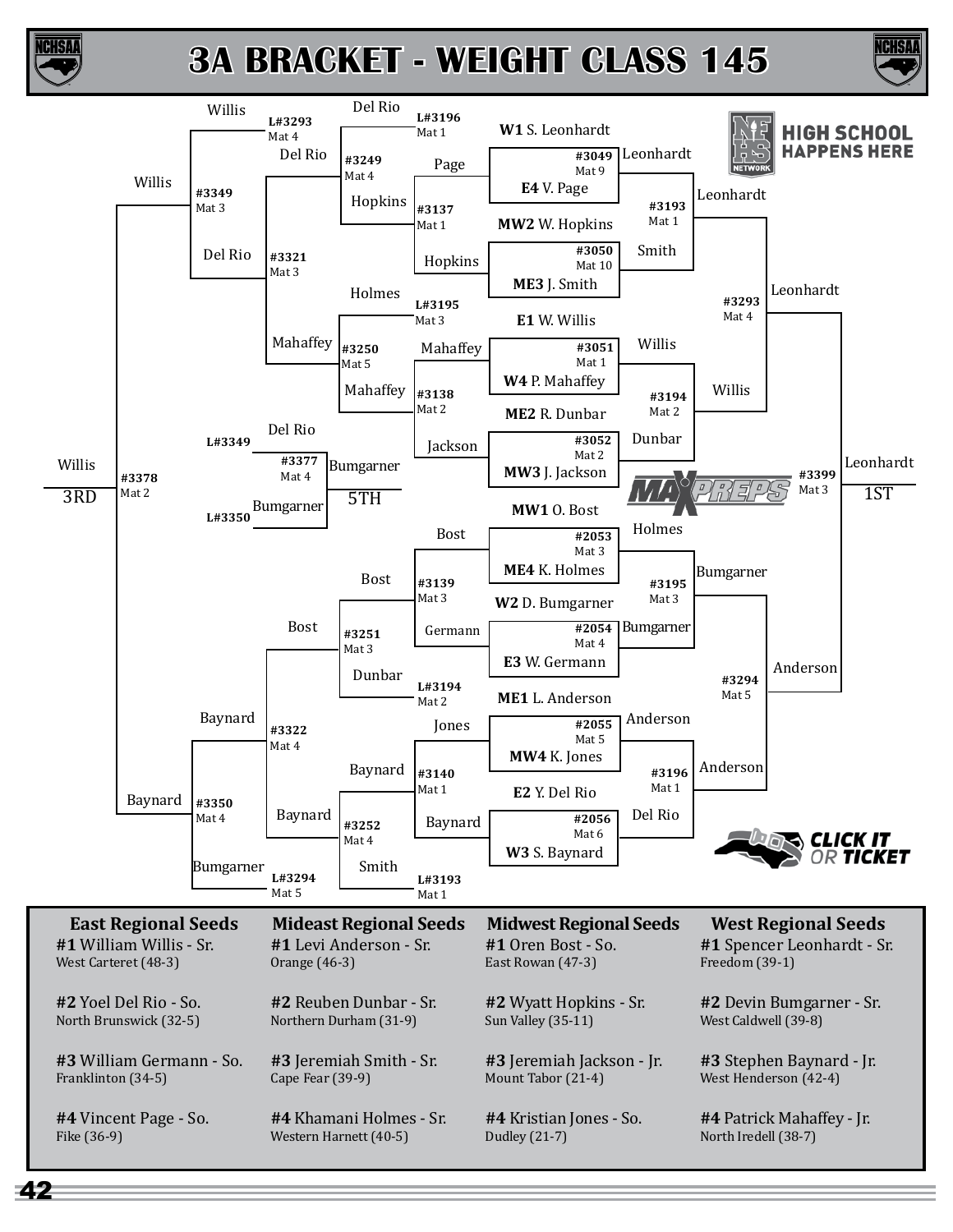# 3A BRACKET - WEIGHT CLASS 145

## First Round

| Bout | Mat | Wrestler 1 | Wrestler 2 | Winner |
|---|---|---|---|---|
| #3049 | Mat 9 | W1 S. Leonhardt | E4 V. Page | Leonhardt |
| #3050 | Mat 10 | MW2 W. Hopkins | ME3 J. Smith | Smith |
| #3051 | Mat 1 | E1 W. Willis | W4 P. Mahaffey | Willis |
| #3052 | Mat 2 | ME2 R. Dunbar | MW3 J. Jackson | Dunbar |
| #2053 | Mat 3 | MW1 O. Bost | ME4 K. Holmes | Holmes |
| #2054 | Mat 4 | W2 D. Bumgarner | E3 W. Germann | Bumgarner |
| #2055 | Mat 5 | ME1 L. Anderson | MW4 K. Jones | Anderson |
| #2056 | Mat 6 | E2 Y. Del Rio | W3 S. Baynard | Del Rio |

## Championship Bracket

| Bout | Mat | Wrestler 1 | Wrestler 2 | Winner |
|---|---|---|---|---|
| #3193 | Mat 1 | Leonhardt | Smith | Leonhardt |
| #3194 | Mat 2 | Willis | Dunbar | Willis |
| #3195 | Mat 3 | Holmes | Bumgarner | Bumgarner |
| #3196 | Mat 1 | Anderson | Del Rio | Anderson |
| #3293 | Mat 4 | Leonhardt | Willis | Leonhardt |
| #3294 | Mat 5 | Bumgarner | Anderson | Anderson |
| #3399 | Mat 3 | Leonhardt | Anderson | Leonhardt |

**1ST:** Leonhardt

## Consolation Bracket

| Bout | Mat | Wrestler 1 | Wrestler 2 | Winner |
|---|---|---|---|---|
| #3137 | Mat 1 | Page | Hopkins | Hopkins |
| #3138 | Mat 2 | Mahaffey | Jackson | Mahaffey |
| #3139 | Mat 3 | Bost | Germann | Bost |
| #3140 | Mat 1 | Jones | Baynard | Baynard |
| #3249 | Mat 4 | Del Rio (L#3196, Mat 1) | Hopkins | Del Rio |
| #3250 | Mat 5 | Holmes (L#3195, Mat 3) | Mahaffey | Mahaffey |
| #3251 | Mat 3 | Bost | Dunbar (L#3194, Mat 2) | Bost |
| #3252 | Mat 4 | Baynard | Smith (L#3193, Mat 1) | Baynard |
| #3321 | Mat 3 | Del Rio | Mahaffey | Del Rio |
| #3322 | Mat 4 | Bost | Baynard | Baynard |
| #3349 | Mat 3 | Willis (L#3293, Mat 4) | Del Rio | Willis |
| #3350 | Mat 4 | Baynard | Bumgarner (L#3294, Mat 5) | Bumgarner |
| #3377 | Mat 4 | Del Rio (L#3349) | Bumgarner (L#3350) | Bumgarner |
| #3378 | Mat 2 | Willis | Baynard | Willis |

**3RD:** Willis

**5TH:** Bumgarner

## East Regional Seeds
**#1** William Willis - Sr.
West Carteret (48-3)

**#2** Yoel Del Rio - So.
North Brunswick (32-5)

**#3** William Germann - So.
Franklinton (34-5)

**#4** Vincent Page - So.
Fike (36-9)

## Mideast Regional Seeds
**#1** Levi Anderson - Sr.
Orange (46-3)

**#2** Reuben Dunbar - Sr.
Northern Durham (31-9)

**#3** Jeremiah Smith - Sr.
Cape Fear (39-9)

**#4** Khamani Holmes - Sr.
Western Harnett (40-5)

## Midwest Regional Seeds
**#1** Oren Bost - So.
East Rowan (47-3)

**#2** Wyatt Hopkins - Sr.
Sun Valley (35-11)

**#3** Jeremiah Jackson - Jr.
Mount Tabor (21-4)

**#4** Kristian Jones - So.
Dudley (21-7)

## West Regional Seeds
**#1** Spencer Leonhardt - Sr.
Freedom (39-1)

**#2** Devin Bumgarner - Sr.
West Caldwell (39-8)

**#3** Stephen Baynard - Jr.
West Henderson (42-4)

**#4** Patrick Mahaffey - Jr.
North Iredell (38-7)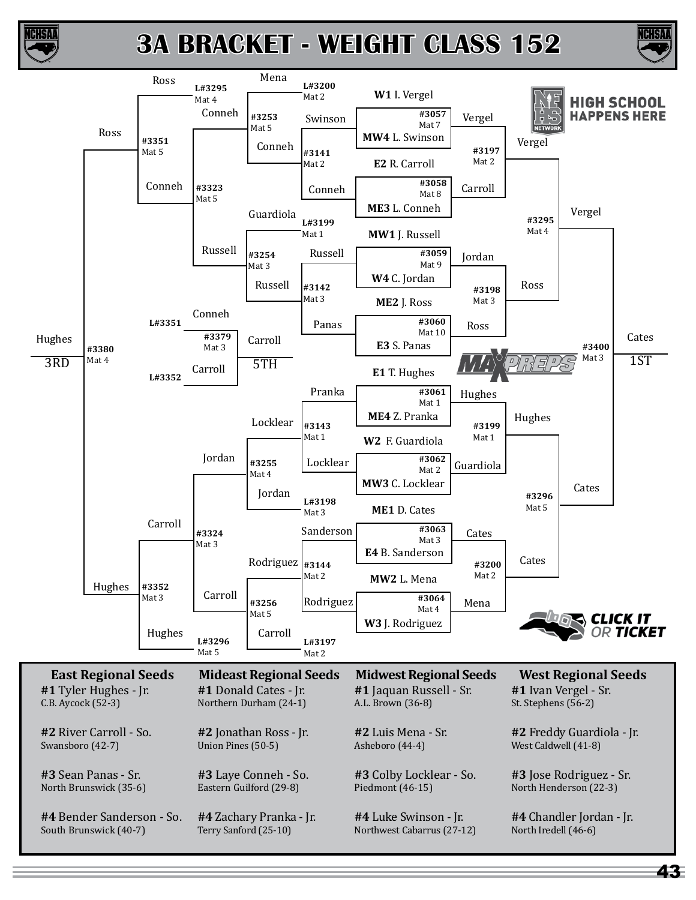# 3A BRACKET - WEIGHT CLASS 152

## First Round

| Bout | Mat | Wrestlers | Winner |
|---|---|---|---|
| #3057 | Mat 7 | W1 I. Vergel vs. MW4 L. Swinson | Vergel |
| #3058 | Mat 8 | E2 R. Carroll vs. ME3 L. Conneh | Carroll |
| #3059 | Mat 9 | MW1 J. Russell vs. W4 C. Jordan | Jordan |
| #3060 | Mat 10 | ME2 J. Ross vs. E3 S. Panas | Ross |
| #3061 | Mat 1 | E1 T. Hughes vs. ME4 Z. Pranka | Hughes |
| #3062 | Mat 2 | W2 F. Guardiola vs. MW3 C. Locklear | Guardiola |
| #3063 | Mat 3 | ME1 D. Cates vs. E4 B. Sanderson | Cates |
| #3064 | Mat 4 | MW2 L. Mena vs. W3 J. Rodriguez | Mena |

## Championship Bracket

| Bout | Mat | Wrestlers | Winner |
|---|---|---|---|
| #3197 | Mat 2 | Vergel vs. Carroll | Vergel |
| #3198 | Mat 3 | Jordan vs. Ross | Ross |
| #3199 | Mat 1 | Hughes vs. Guardiola | Hughes |
| #3200 | Mat 2 | Cates vs. Mena | Cates |
| #3295 | Mat 4 | Vergel vs. Ross | Vergel |
| #3296 | Mat 5 | Hughes vs. Cates | Cates |
| #3400 | Mat 3 | Vergel vs. Cates | Cates – 1ST |

## Consolation Bracket

| Bout | Mat | Wrestlers | Winner |
|---|---|---|---|
| #3141 | Mat 2 | Swinson vs. Conneh | Conneh |
| #3142 | Mat 3 | Russell vs. Panas | Russell |
| #3143 | Mat 1 | Pranka vs. Locklear | Locklear |
| #3144 | Mat 2 | Sanderson vs. Rodriguez | Rodriguez |
| #3253 | Mat 5 | Mena (L#3200) vs. Conneh | Conneh |
| #3254 | Mat 3 | Guardiola (L#3199) vs. Russell | Russell |
| #3255 | Mat 4 | Locklear vs. Jordan (L#3198) | Jordan |
| #3256 | Mat 5 | Rodriguez vs. Carroll (L#3197) | Carroll |
| #3323 | Mat 5 | Conneh vs. Russell | Conneh |
| #3324 | Mat 3 | Jordan vs. Carroll | Carroll |
| #3351 | Mat 5 | Ross (L#3295) vs. Conneh | Ross |
| #3352 | Mat 3 | Carroll vs. Hughes (L#3296) | Hughes |
| #3379 | Mat 3 | Conneh (L#3351) vs. Carroll (L#3352) | Carroll – 5TH |
| #3380 | Mat 4 | Ross vs. Hughes | Hughes – 3RD |

## Regional Seeds

| East Regional Seeds | Mideast Regional Seeds | Midwest Regional Seeds | West Regional Seeds |
|---|---|---|---|
| **#1** Tyler Hughes - Jr. C.B. Aycock (52-3) | **#1** Donald Cates - Jr. Northern Durham (24-1) | **#1** Jaquan Russell - Sr. A.L. Brown (36-8) | **#1** Ivan Vergel - Sr. St. Stephens (56-2) |
| **#2** River Carroll - So. Swansboro (42-7) | **#2** Jonathan Ross - Jr. Union Pines (50-5) | **#2** Luis Mena - Sr. Asheboro (44-4) | **#2** Freddy Guardiola - Jr. West Caldwell (41-8) |
| **#3** Sean Panas - Sr. North Brunswick (35-6) | **#3** Laye Conneh - So. Eastern Guilford (29-8) | **#3** Colby Locklear - So. Piedmont (46-15) | **#3** Jose Rodriguez - Sr. North Henderson (22-3) |
| **#4** Bender Sanderson - So. South Brunswick (40-7) | **#4** Zachary Pranka - Jr. Terry Sanford (25-10) | **#4** Luke Swinson - Jr. Northwest Cabarrus (27-12) | **#4** Chandler Jordan - Jr. North Iredell (46-6) |

HIGH SCHOOL HAPPENS HERE

CLICK IT OR TICKET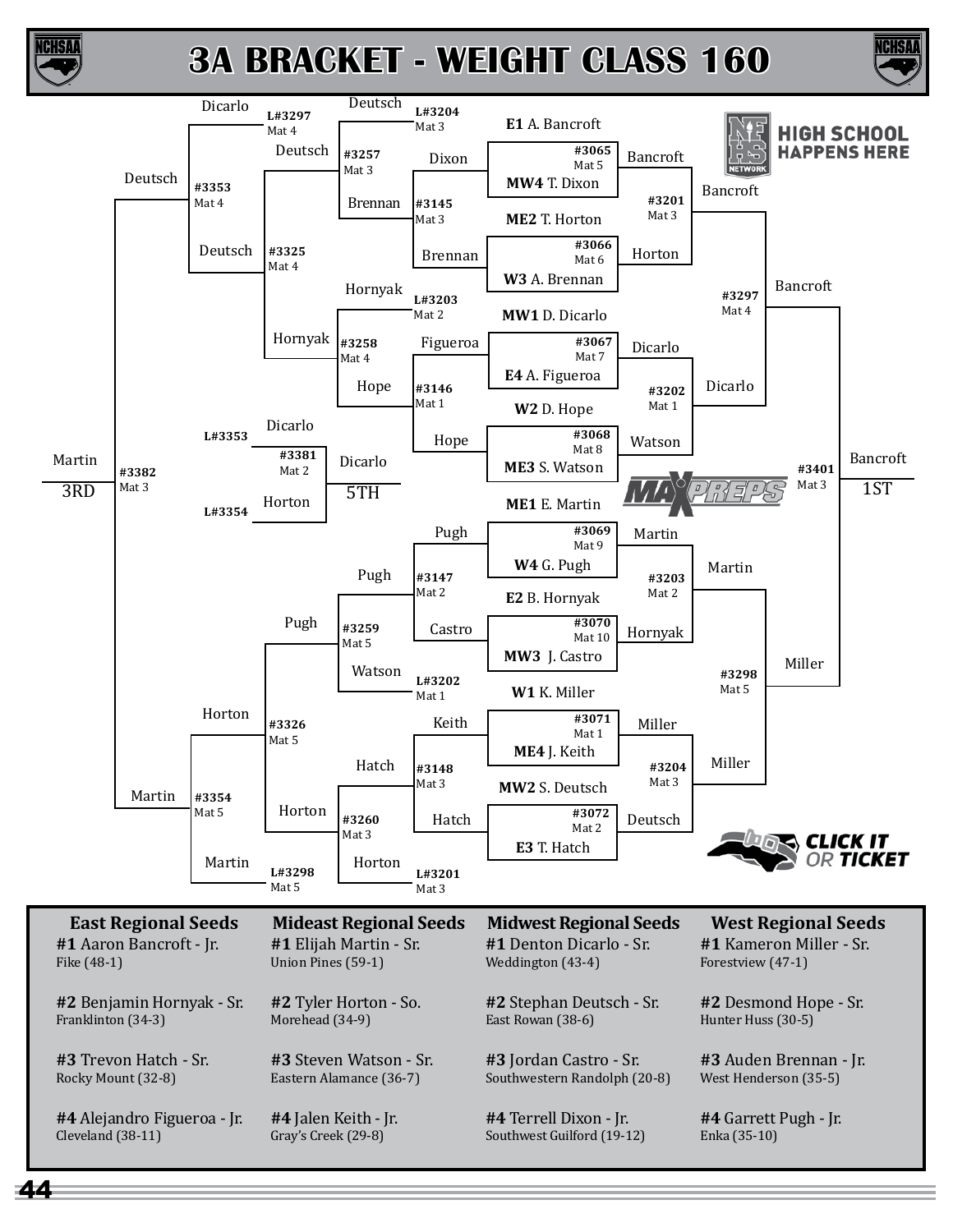# 3A BRACKET - WEIGHT CLASS 160

## Championship Bracket

### First Round

| Match | Mat | Wrestler 1 | Wrestler 2 | Winner |
|---|---|---|---|---|
| #3065 | Mat 5 | E1 A. Bancroft | MW4 T. Dixon | Bancroft |
| #3066 | Mat 6 | ME2 T. Horton | W3 A. Brennan | Horton |
| #3067 | Mat 7 | MW1 D. Dicarlo | E4 A. Figueroa | Dicarlo |
| #3068 | Mat 8 | W2 D. Hope | ME3 S. Watson | Watson |
| #3069 | Mat 9 | ME1 E. Martin | W4 G. Pugh | Martin |
| #3070 | Mat 10 | E2 B. Hornyak | MW3 J. Castro | Hornyak |
| #3071 | Mat 1 | W1 K. Miller | ME4 J. Keith | Miller |
| #3072 | Mat 2 | MW2 S. Deutsch | E3 T. Hatch | Deutsch |

### Quarterfinals

| Match | Mat | Wrestler 1 | Wrestler 2 | Winner |
|---|---|---|---|---|
| #3201 | Mat 3 | Bancroft | Horton | Bancroft |
| #3202 | Mat 1 | Dicarlo | Watson | Dicarlo |
| #3203 | Mat 2 | Martin | Hornyak | Martin |
| #3204 | Mat 3 | Miller | Deutsch | Miller |

### Semifinals

| Match | Mat | Wrestler 1 | Wrestler 2 | Winner |
|---|---|---|---|---|
| #3297 | Mat 4 | Bancroft | Dicarlo | Bancroft |
| #3298 | Mat 5 | Martin | Miller | Miller |

### Final

| Match | Mat | Wrestler 1 | Wrestler 2 | Winner |
|---|---|---|---|---|
| #3401 | Mat 3 | Bancroft | Miller | Bancroft — 1ST |

## Consolation Bracket

### First Round

| Match | Mat | Wrestler 1 | Wrestler 2 | Winner |
|---|---|---|---|---|
| #3145 | Mat 3 | Dixon | Brennan | Brennan |
| #3146 | Mat 1 | Figueroa | Hope | Hope |
| #3147 | Mat 2 | Pugh | Castro | Pugh |
| #3148 | Mat 3 | Keith | Hatch | Hatch |

### Second Round

| Match | Mat | Wrestler 1 | Wrestler 2 | Winner |
|---|---|---|---|---|
| #3257 | Mat 3 | Deutsch (L#3204, Mat 3) | Brennan | Deutsch |
| #3258 | Mat 4 | Hornyak (L#3203, Mat 2) | Hope | Hornyak |
| #3259 | Mat 5 | Pugh | Watson (L#3202, Mat 1) | Pugh |
| #3260 | Mat 3 | Hatch | Horton (L#3201, Mat 3) | Horton |

### Third Round

| Match | Mat | Wrestler 1 | Wrestler 2 | Winner |
|---|---|---|---|---|
| #3325 | Mat 4 | Deutsch | Hornyak | Deutsch |
| #3326 | Mat 5 | Pugh | Horton | Horton |

### Consolation Semifinals

| Match | Mat | Wrestler 1 | Wrestler 2 | Winner |
|---|---|---|---|---|
| #3353 | Mat 4 | Dicarlo (L#3297, Mat 4) | Deutsch | Deutsch |
| #3354 | Mat 5 | Horton | Martin (L#3298, Mat 5) | Martin |

### 3rd Place

| Match | Mat | Wrestler 1 | Wrestler 2 | Winner |
|---|---|---|---|---|
| #3382 | Mat 3 | Deutsch | Martin | Martin — 3RD |

### 5th Place

| Match | Mat | Wrestler 1 | Wrestler 2 | Winner |
|---|---|---|---|---|
| #3381 | Mat 2 | Dicarlo (L#3353) | Horton (L#3354) | Dicarlo — 5TH |

## Regional Seeds

| East Regional Seeds | Mideast Regional Seeds | Midwest Regional Seeds | West Regional Seeds |
|---|---|---|---|
| **#1** Aaron Bancroft - Jr. Fike (48-1) | **#1** Elijah Martin - Sr. Union Pines (59-1) | **#1** Denton Dicarlo - Sr. Weddington (43-4) | **#1** Kameron Miller - Sr. Forestview (47-1) |
| **#2** Benjamin Hornyak - Sr. Franklinton (34-3) | **#2** Tyler Horton - So. Morehead (34-9) | **#2** Stephan Deutsch - Sr. East Rowan (38-6) | **#2** Desmond Hope - Sr. Hunter Huss (30-5) |
| **#3** Trevon Hatch - Sr. Rocky Mount (32-8) | **#3** Steven Watson - Sr. Eastern Alamance (36-7) | **#3** Jordan Castro - Sr. Southwestern Randolph (20-8) | **#3** Auden Brennan - Jr. West Henderson (35-5) |
| **#4** Alejandro Figueroa - Jr. Cleveland (38-11) | **#4** Jalen Keith - Jr. Gray's Creek (29-8) | **#4** Terrell Dixon - Jr. Southwest Guilford (19-12) | **#4** Garrett Pugh - Jr. Enka (35-10) |

HIGH SCHOOL HAPPENS HERE

CLICK IT OR TICKET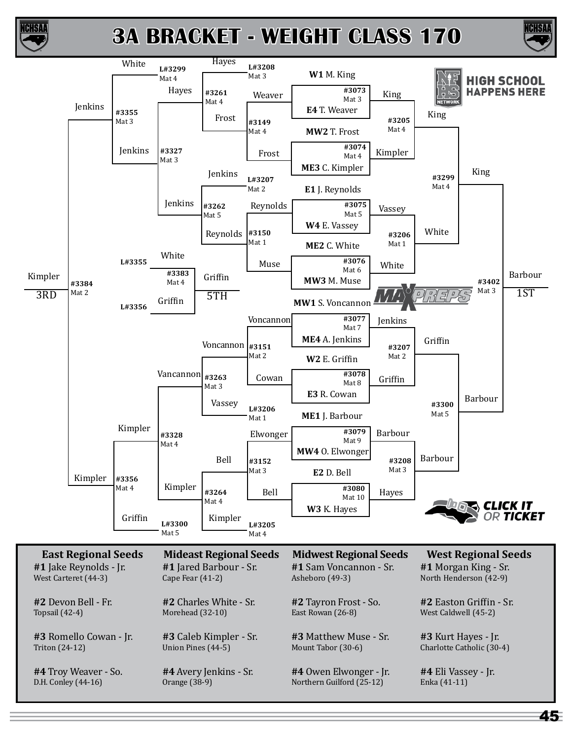# 3A BRACKET - WEIGHT CLASS 170

## Championship Bracket

**First Round**

| Match | Mat | Wrestler 1 | Wrestler 2 | Winner |
|---|---|---|---|---|
| #3073 | Mat 3 | W1 M. King | E4 T. Weaver | King |
| #3074 | Mat 4 | MW2 T. Frost | ME3 C. Kimpler | Kimpler |
| #3075 | Mat 5 | E1 J. Reynolds | W4 E. Vassey | Vassey |
| #3076 | Mat 6 | ME2 C. White | MW3 M. Muse | White |
| #3077 | Mat 7 | MW1 S. Voncannon | ME4 A. Jenkins | Jenkins |
| #3078 | Mat 8 | W2 E. Griffin | E3 R. Cowan | Griffin |
| #3079 | Mat 9 | ME1 J. Barbour | MW4 O. Elwonger | Barbour |
| #3080 | Mat 10 | E2 D. Bell | W3 K. Hayes | Hayes |

**Quarterfinals**

| Match | Mat | Wrestler 1 | Wrestler 2 | Winner |
|---|---|---|---|---|
| #3205 | Mat 4 | King | Kimpler | King |
| #3206 | Mat 1 | Vassey | White | White |
| #3207 | Mat 2 | Jenkins | Griffin | Griffin |
| #3208 | Mat 3 | Barbour | Hayes | Barbour |

**Semifinals**

| Match | Mat | Wrestler 1 | Wrestler 2 | Winner |
|---|---|---|---|---|
| #3299 | Mat 4 | King | White | King |
| #3300 | Mat 5 | Griffin | Barbour | Barbour |

**Final**

| Match | Mat | Wrestler 1 | Wrestler 2 | Winner |
|---|---|---|---|---|
| #3402 | Mat 3 | King | Barbour | Barbour - 1ST |

## Consolation Bracket

**Consolation Round 1**

| Match | Mat | Wrestler 1 | Wrestler 2 | Winner |
|---|---|---|---|---|
| #3149 | Mat 4 | Weaver | Frost | Frost |
| #3150 | Mat 1 | Reynolds | Muse | Reynolds |
| #3151 | Mat 2 | Voncannon | Cowan | Voncannon |
| #3152 | Mat 3 | Elwonger | Bell | Bell |

**Consolation Round 2**

| Match | Mat | Wrestler 1 | Wrestler 2 | Winner |
|---|---|---|---|---|
| #3261 | Mat 4 | Hayes (L#3208, Mat 3) | Frost | Hayes |
| #3262 | Mat 5 | Jenkins (L#3207, Mat 2) | Reynolds | Jenkins |
| #3263 | Mat 3 | Voncannon | Vassey (L#3206, Mat 1) | Vancannon |
| #3264 | Mat 4 | Bell | Kimpler (L#3205, Mat 4) | Kimpler |

**Consolation Quarterfinals**

| Match | Mat | Wrestler 1 | Wrestler 2 | Winner |
|---|---|---|---|---|
| #3327 | Mat 3 | Hayes | Jenkins | Jenkins |
| #3328 | Mat 4 | Vancannon | Kimpler | Kimpler |

**Consolation Semifinals**

| Match | Mat | Wrestler 1 | Wrestler 2 | Winner |
|---|---|---|---|---|
| #3355 | Mat 3 | White (L#3299, Mat 4) | Jenkins | Jenkins |
| #3356 | Mat 4 | Kimpler | Griffin (L#3300, Mat 5) | Kimpler |

**3rd Place**

| Match | Mat | Wrestler 1 | Wrestler 2 | Winner |
|---|---|---|---|---|
| #3384 | Mat 2 | Jenkins | Kimpler | Kimpler - 3RD |

**5th Place**

| Match | Mat | Wrestler 1 | Wrestler 2 | Winner |
|---|---|---|---|---|
| #3383 | Mat 4 | White (L#3355) | Griffin (L#3356) | Griffin - 5TH |

## Regional Seeds

| East Regional Seeds | Mideast Regional Seeds | Midwest Regional Seeds | West Regional Seeds |
|---|---|---|---|
| **#1** Jake Reynolds - Jr.<br>West Carteret (44-3) | **#1** Jared Barbour - Sr.<br>Cape Fear (41-2) | **#1** Sam Voncannon - Sr.<br>Asheboro (49-3) | **#1** Morgan King - Sr.<br>North Henderson (42-9) |
| **#2** Devon Bell - Fr.<br>Topsail (42-4) | **#2** Charles White - Sr.<br>Morehead (32-10) | **#2** Tayron Frost - So.<br>East Rowan (26-8) | **#2** Easton Griffin - Sr.<br>West Caldwell (45-2) |
| **#3** Romello Cowan - Jr.<br>Triton (24-12) | **#3** Caleb Kimpler - Sr.<br>Union Pines (44-5) | **#3** Matthew Muse - Sr.<br>Mount Tabor (30-6) | **#3** Kurt Hayes - Jr.<br>Charlotte Catholic (30-4) |
| **#4** Troy Weaver - So.<br>D.H. Conley (44-16) | **#4** Avery Jenkins - Sr.<br>Orange (38-9) | **#4** Owen Elwonger - Jr.<br>Northern Guilford (25-12) | **#4** Eli Vassey - Jr.<br>Enka (41-11) |

HIGH SCHOOL HAPPENS HERE

CLICK IT OR TICKET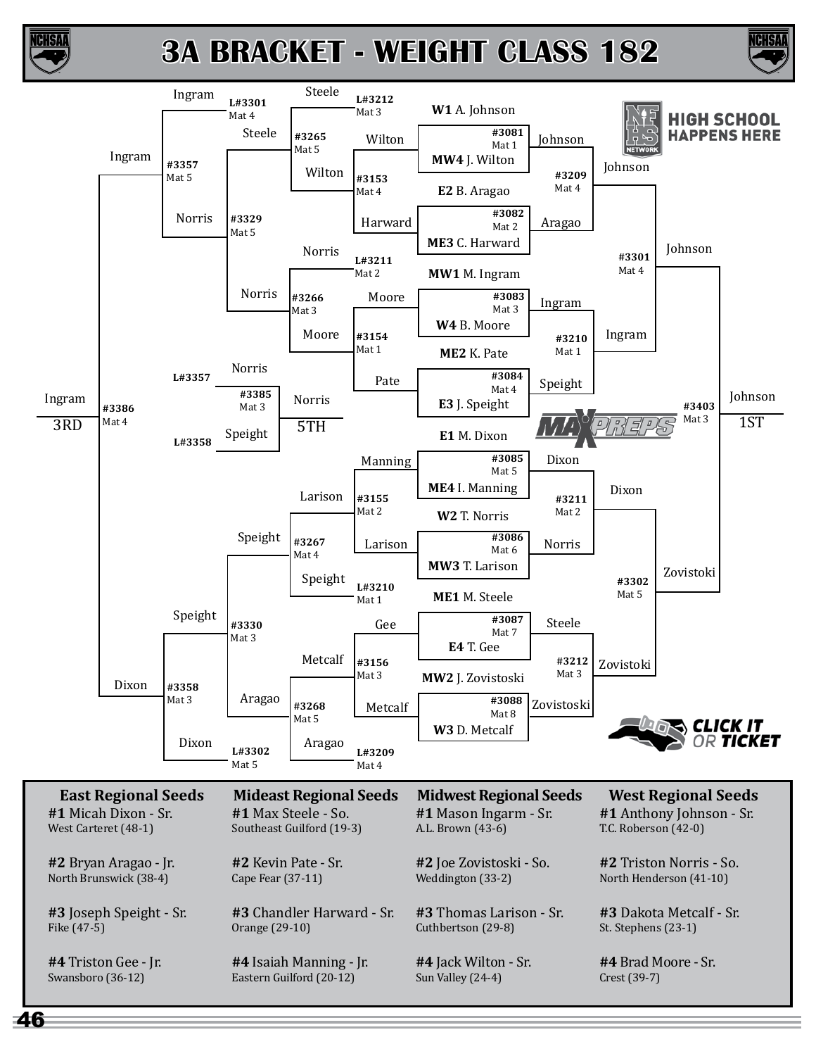# 3A BRACKET - WEIGHT CLASS 182

## Championship Bracket

**First Round**

| Match | Mat | Wrestler | Wrestler | Winner |
|---|---|---|---|---|
| #3081 | Mat 1 | W1 A. Johnson | MW4 J. Wilton | Johnson |
| #3082 | Mat 2 | E2 B. Aragao | ME3 C. Harward | Aragao |
| #3083 | Mat 3 | MW1 M. Ingram | W4 B. Moore | Ingram |
| #3084 | Mat 4 | ME2 K. Pate | E3 J. Speight | Speight |
| #3085 | Mat 5 | E1 M. Dixon | ME4 I. Manning | Dixon |
| #3086 | Mat 6 | W2 T. Norris | MW3 T. Larison | Norris |
| #3087 | Mat 7 | ME1 M. Steele | E4 T. Gee | Steele |
| #3088 | Mat 8 | MW2 J. Zovistoski | W3 D. Metcalf | Zovistoski |

**Quarterfinals**

| Match | Mat | Wrestlers | Winner |
|---|---|---|---|
| #3209 | Mat 4 | Johnson vs. Aragao | Johnson |
| #3210 | Mat 1 | Ingram vs. Speight | Ingram |
| #3211 | Mat 2 | Dixon vs. Norris | Dixon |
| #3212 | Mat 3 | Steele vs. Zovistoski | Zovistoski |

**Semifinals**

| Match | Mat | Wrestlers | Winner |
|---|---|---|---|
| #3301 | Mat 4 | Johnson vs. Ingram | Johnson |
| #3302 | Mat 5 | Dixon vs. Zovistoski | Zovistoski |

**Final**

| Match | Mat | Wrestlers | Winner |
|---|---|---|---|
| #3403 | Mat 3 | Johnson vs. Zovistoski | Johnson — 1ST |

## Consolation Bracket

| Match | Mat | Wrestlers | Winner |
|---|---|---|---|
| #3153 | Mat 4 | Wilton vs. Harward | Wilton |
| #3154 | Mat 1 | Moore vs. Pate | Moore |
| #3155 | Mat 2 | Manning vs. Larison | Larison |
| #3156 | Mat 3 | Gee vs. Metcalf | Metcalf |
| #3265 | Mat 5 | Steele (L#3212) vs. Wilton | Steele |
| #3266 | Mat 3 | Norris (L#3211) vs. Moore | Norris |
| #3267 | Mat 4 | Larison vs. Speight (L#3210) | Speight |
| #3268 | Mat 5 | Metcalf vs. Aragao (L#3209) | Aragao |
| #3329 | Mat 5 | Steele vs. Norris | Norris |
| #3330 | Mat 3 | Speight vs. Aragao | Speight |
| #3357 | Mat 5 | Ingram (L#3301) vs. Norris | Ingram |
| #3358 | Mat 3 | Speight vs. Dixon (L#3302) | Dixon |
| #3385 | Mat 3 | Norris (L#3357) vs. Speight (L#3358) | Norris — 5TH |
| #3386 | Mat 4 | Ingram vs. Dixon | Ingram — 3RD |

## Regional Seeds

**East Regional Seeds**
- **#1** Micah Dixon - Sr. — West Carteret (48-1)
- **#2** Bryan Aragao - Jr. — North Brunswick (38-4)
- **#3** Joseph Speight - Sr. — Fike (47-5)
- **#4** Triston Gee - Jr. — Swansboro (36-12)

**Mideast Regional Seeds**
- **#1** Max Steele - So. — Southeast Guilford (19-3)
- **#2** Kevin Pate - Sr. — Cape Fear (37-11)
- **#3** Chandler Harward - Sr. — Orange (29-10)
- **#4** Isaiah Manning - Jr. — Eastern Guilford (20-12)

**Midwest Regional Seeds**
- **#1** Mason Ingarm - Sr. — A.L. Brown (43-6)
- **#2** Joe Zovistoski - So. — Weddington (33-2)
- **#3** Thomas Larison - Sr. — Cuthbertson (29-8)
- **#4** Jack Wilton - Sr. — Sun Valley (24-4)

**West Regional Seeds**
- **#1** Anthony Johnson - Sr. — T.C. Roberson (42-0)
- **#2** Triston Norris - So. — North Henderson (41-10)
- **#3** Dakota Metcalf - Sr. — St. Stephens (23-1)
- **#4** Brad Moore - Sr. — Crest (39-7)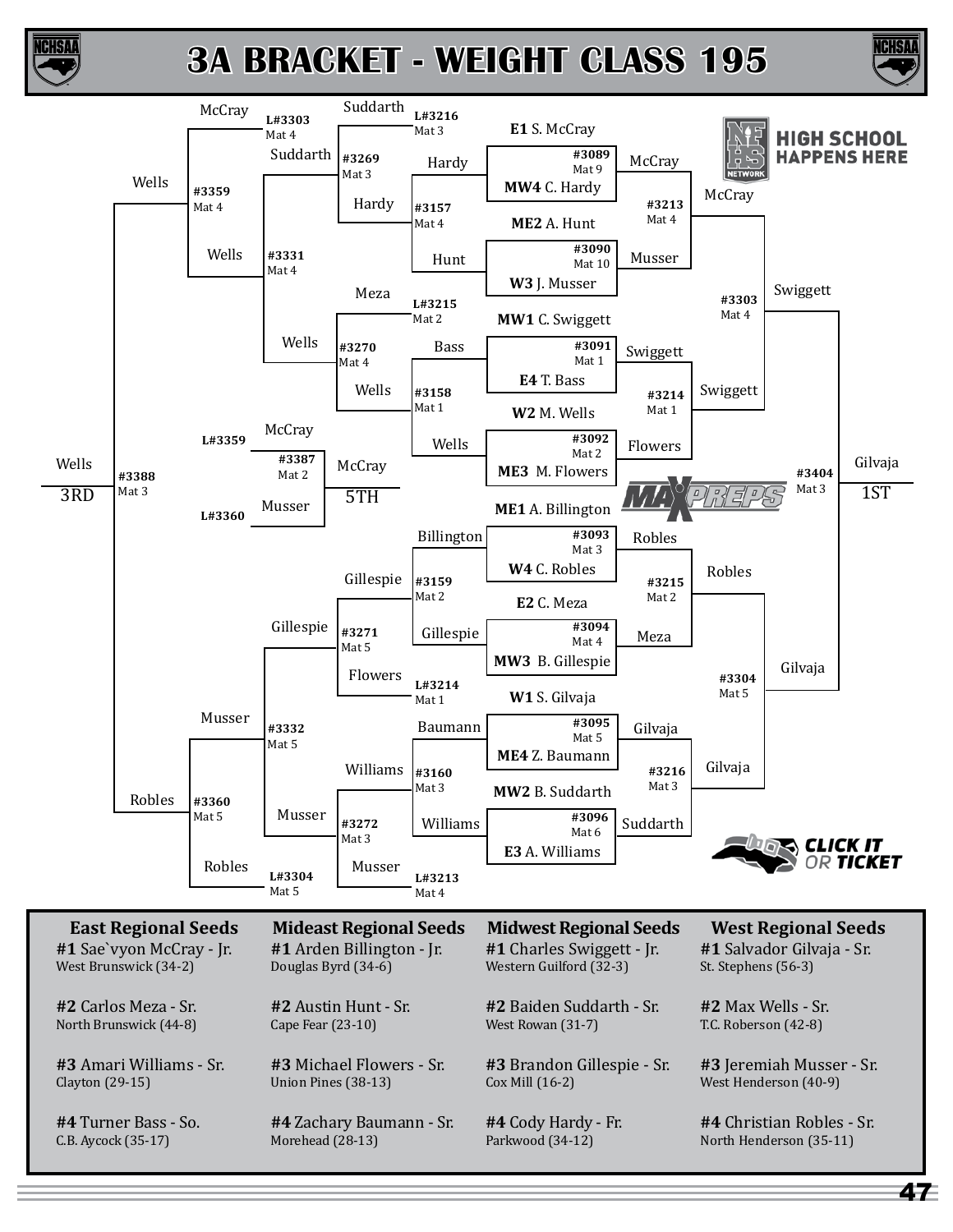# 3A BRACKET - WEIGHT CLASS 195

## First Round

| Match | Mat | Wrestler | Wrestler | Winner |
|---|---|---|---|---|
| #3089 | Mat 9 | E1 S. McCray | MW4 C. Hardy | McCray |
| #3090 | Mat 10 | ME2 A. Hunt | W3 J. Musser | Musser |
| #3091 | Mat 1 | MW1 C. Swiggett | E4 T. Bass | Swiggett |
| #3092 | Mat 2 | W2 M. Wells | ME3 M. Flowers | Flowers |
| #3093 | Mat 3 | ME1 A. Billington | W4 C. Robles | Robles |
| #3094 | Mat 4 | E2 C. Meza | MW3 B. Gillespie | Meza |
| #3095 | Mat 5 | W1 S. Gilvaja | ME4 Z. Baumann | Gilvaja |
| #3096 | Mat 6 | MW2 B. Suddarth | E3 A. Williams | Suddarth |

## Quarterfinals

| Match | Mat | Wrestler | Wrestler | Winner |
|---|---|---|---|---|
| #3213 | Mat 4 | McCray | Musser | McCray |
| #3214 | Mat 1 | Swiggett | Flowers | Swiggett |
| #3215 | Mat 2 | Robles | Meza | Robles |
| #3216 | Mat 3 | Gilvaja | Suddarth | Gilvaja |

## Semifinals

| Match | Mat | Wrestler | Wrestler | Winner |
|---|---|---|---|---|
| #3303 | Mat 4 | McCray | Swiggett | Swiggett |
| #3304 | Mat 5 | Robles | Gilvaja | Gilvaja |

## Championship

| Match | Mat | Wrestler | Wrestler | Winner |
|---|---|---|---|---|
| #3404 | Mat 3 | Swiggett | Gilvaja | Gilvaja (1ST) |

## Consolation Bracket

| Match | Mat | Wrestler | Wrestler | Winner |
|---|---|---|---|---|
| #3157 | Mat 4 | Hardy | Hunt | Hardy |
| #3158 | Mat 1 | Bass | Wells | Wells |
| #3159 | Mat 2 | Billington | Gillespie | Gillespie |
| #3160 | Mat 3 | Baumann | Williams | Williams |
| #3269 | Mat 3 | Suddarth (L#3216, Mat 3) | Hardy | Suddarth |
| #3270 | Mat 4 | Meza (L#3215, Mat 2) | Wells | Wells |
| #3271 | Mat 5 | Gillespie | Flowers (L#3214, Mat 1) | Gillespie |
| #3272 | Mat 3 | Williams | Musser (L#3213, Mat 4) | Musser |
| #3331 | Mat 4 | Suddarth | Wells | Wells |
| #3332 | Mat 5 | Gillespie | Musser | Musser |
| #3359 | Mat 4 | McCray (L#3303, Mat 4) | Wells | Wells |
| #3360 | Mat 5 | Musser | Robles (L#3304, Mat 5) | Robles |
| #3388 | Mat 3 | Wells | Robles | Wells (3RD) |
| #3387 | Mat 2 | McCray (L#3359) | Musser (L#3360) | McCray (5TH) |

## East Regional Seeds

**#1** Sae`vyon McCray - Jr.
West Brunswick (34-2)

**#2** Carlos Meza - Sr.
North Brunswick (44-8)

**#3** Amari Williams - Sr.
Clayton (29-15)

**#4** Turner Bass - So.
C.B. Aycock (35-17)

## Mideast Regional Seeds

**#1** Arden Billington - Jr.
Douglas Byrd (34-6)

**#2** Austin Hunt - Sr.
Cape Fear (23-10)

**#3** Michael Flowers - Sr.
Union Pines (38-13)

**#4** Zachary Baumann - Sr.
Morehead (28-13)

## Midwest Regional Seeds

**#1** Charles Swiggett - Jr.
Western Guilford (32-3)

**#2** Baiden Suddarth - Sr.
West Rowan (31-7)

**#3** Brandon Gillespie - Sr.
Cox Mill (16-2)

**#4** Cody Hardy - Fr.
Parkwood (34-12)

## West Regional Seeds

**#1** Salvador Gilvaja - Sr.
St. Stephens (56-3)

**#2** Max Wells - Sr.
T.C. Roberson (42-8)

**#3** Jeremiah Musser - Sr.
West Henderson (40-9)

**#4** Christian Robles - Sr.
North Henderson (35-11)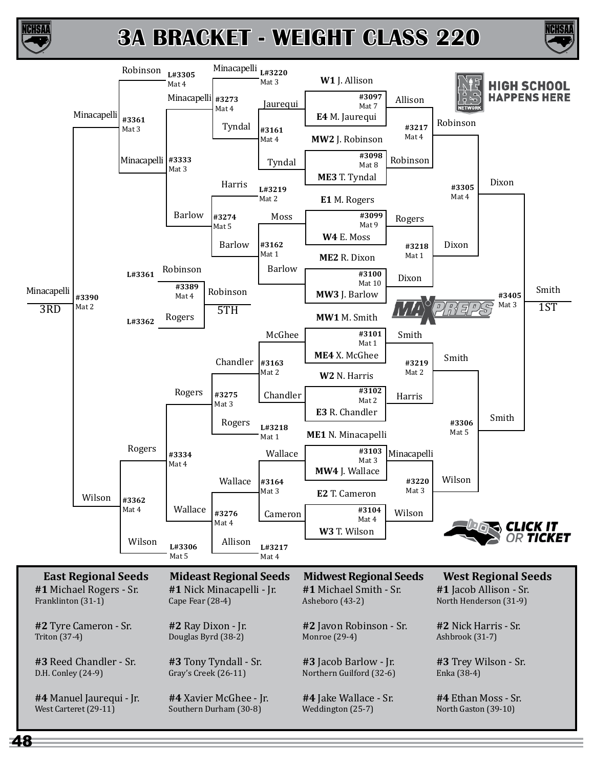# 3A BRACKET - WEIGHT CLASS 220

## Championship Bracket

### First Round

| Match | Mat | Wrestlers | Winner |
|---|---|---|---|
| #3097 | Mat 7 | W1 J. Allison vs. E4 M. Jaurequi | Allison |
| #3098 | Mat 8 | MW2 J. Robinson vs. ME3 T. Tyndal | Robinson |
| #3099 | Mat 9 | E1 M. Rogers vs. W4 E. Moss | Rogers |
| #3100 | Mat 10 | ME2 R. Dixon vs. MW3 J. Barlow | Dixon |
| #3101 | Mat 1 | MW1 M. Smith vs. ME4 X. McGhee | Smith |
| #3102 | Mat 2 | W2 N. Harris vs. E3 R. Chandler | Harris |
| #3103 | Mat 3 | ME1 N. Minacapelli vs. MW4 J. Wallace | Minacapelli |
| #3104 | Mat 4 | E2 T. Cameron vs. W3 T. Wilson | Wilson |

### Quarterfinals

| Match | Mat | Wrestlers | Winner |
|---|---|---|---|
| #3217 | Mat 4 | Allison vs. Robinson | Robinson |
| #3218 | Mat 1 | Rogers vs. Dixon | Dixon |
| #3219 | Mat 2 | Smith vs. Harris | Smith |
| #3220 | Mat 3 | Minacapelli vs. Wilson | Wilson |

### Semifinals

| Match | Mat | Wrestlers | Winner |
|---|---|---|---|
| #3305 | Mat 4 | Robinson vs. Dixon | Dixon |
| #3306 | Mat 5 | Smith vs. Wilson | Smith |

### Final

| Match | Mat | Wrestlers | Winner |
|---|---|---|---|
| #3405 | Mat 3 | Dixon vs. Smith | Smith – 1ST |

## Consolation Bracket

| Match | Mat | Wrestlers | Winner |
|---|---|---|---|
| #3161 | Mat 4 | Jaurequi vs. Tyndal | Tyndal |
| #3162 | Mat 1 | Moss vs. Barlow | Barlow |
| #3163 | Mat 2 | McGhee vs. Chandler | Chandler |
| #3164 | Mat 3 | Wallace vs. Cameron | Wallace |
| #3273 | Mat 4 | Minacapelli (L#3220, Mat 3) vs. Tyndal | Minacapelli |
| #3274 | Mat 5 | Harris (L#3219, Mat 2) vs. Barlow | Barlow |
| #3275 | Mat 3 | Chandler vs. Rogers (L#3218, Mat 1) | Rogers |
| #3276 | Mat 4 | Wallace vs. Allison (L#3217, Mat 4) | Wallace |
| #3333 | Mat 3 | Minacapelli vs. Barlow | Minacapelli |
| #3334 | Mat 4 | Rogers vs. Wallace | Rogers |
| #3361 | Mat 3 | Robinson (L#3305, Mat 4) vs. Minacapelli | Minacapelli |
| #3362 | Mat 4 | Rogers vs. Wilson (L#3306, Mat 5) | Wilson |
| #3389 | Mat 4 | Robinson (L#3361) vs. Rogers (L#3362) | Robinson – 5TH |
| #3390 | Mat 2 | Minacapelli vs. Wilson | Minacapelli – 3RD |

## Regional Seeds

| East Regional Seeds | Mideast Regional Seeds | Midwest Regional Seeds | West Regional Seeds |
|---|---|---|---|
| **#1** Michael Rogers - Sr. Franklinton (31-1) | **#1** Nick Minacapelli - Jr. Cape Fear (28-4) | **#1** Michael Smith - Sr. Asheboro (43-2) | **#1** Jacob Allison - Sr. North Henderson (31-9) |
| **#2** Tyre Cameron - Sr. Triton (37-4) | **#2** Ray Dixon - Jr. Douglas Byrd (38-2) | **#2** Javon Robinson - Sr. Monroe (29-4) | **#2** Nick Harris - Sr. Ashbrook (31-7) |
| **#3** Reed Chandler - Sr. D.H. Conley (24-9) | **#3** Tony Tyndall - Sr. Gray's Creek (26-11) | **#3** Jacob Barlow - Jr. Northern Guilford (32-6) | **#3** Trey Wilson - Sr. Enka (38-4) |
| **#4** Manuel Jaurequi - Jr. West Carteret (29-11) | **#4** Xavier McGhee - Jr. Southern Durham (30-8) | **#4** Jake Wallace - Sr. Weddington (25-7) | **#4** Ethan Moss - Sr. North Gaston (39-10) |

HIGH SCHOOL HAPPENS HERE

CLICK IT OR TICKET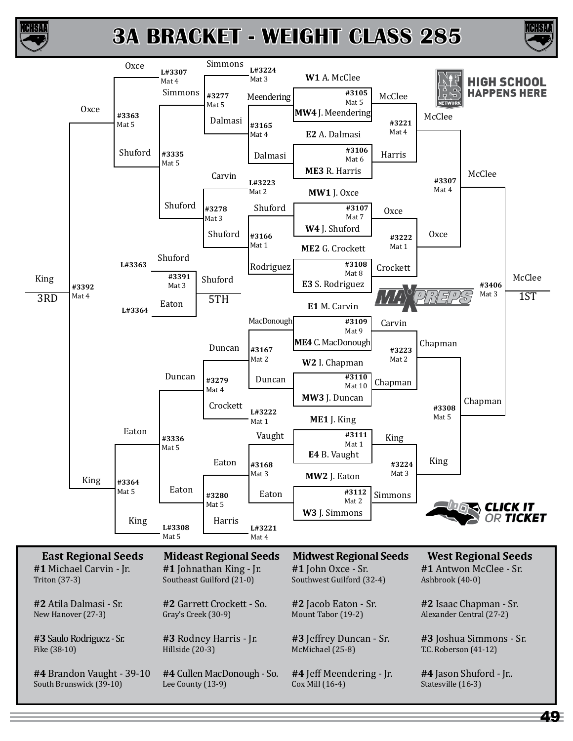# 3A BRACKET - WEIGHT CLASS 285

**Championship Bracket**

**W1** A. McClee
#3105 Mat 5
**MW4** J. Meendering

**E2** A. Dalmasi
#3106 Mat 6
**ME3** R. Harris

**MW1** J. Oxce
#3107 Mat 7
**W4** J. Shuford

**ME2** G. Crockett
#3108 Mat 8
**E3** S. Rodriguez

**E1** M. Carvin
#3109 Mat 9
**ME4** C. MacDonough

**W2** I. Chapman
#3110 Mat 10
**MW3** J. Duncan

**ME1** J. King
#3111 Mat 1
**E4** B. Vaught

**MW2** J. Eaton
#3112 Mat 2
**W3** J. Simmons

McClee — #3221 Mat 4 — Harris → McClee

Oxce — #3222 Mat 1 — Crockett → Oxce

McClee — #3307 Mat 4 — Oxce → McClee

Carvin — #3223 Mat 2 — Chapman → Chapman

King — #3224 Mat 3 — Simmons → King

Chapman — #3308 Mat 5 — King → Chapman

McClee — #3406 Mat 3 — Chapman → McClee **1ST**

**Consolation Bracket**

Meendering — #3165 Mat 4 — Dalmasi → Dalmasi

Simmons (L#3224 Mat 3) — #3277 Mat 5 — Dalmasi → Simmons

Shuford — #3166 Mat 1 — Rodriguez → Shuford

Carvin (L#3223 Mat 2) — #3278 Mat 3 — Shuford → Shuford

Oxce (L#3307 Mat 4) — #3363 Mat 5 — Shuford → Oxce

Simmons — #3335 Mat 5 — Shuford → Shuford

MacDonough — #3167 Mat 2 — Duncan → Duncan

Duncan — #3279 Mat 4 — Crockett (L#3222 Mat 1) → Duncan

Vaught — #3168 Mat 3 — Eaton → Eaton

Eaton — #3280 Mat 5 — Harris (L#3221 Mat 4) → Eaton

Duncan — #3336 Mat 5 — Eaton → Eaton

Eaton — #3364 Mat 5 — King (L#3308 Mat 5) → King

Oxce — #3392 Mat 4 — King → King **3RD**

Shuford (L#3363) — #3391 Mat 3 — Eaton (L#3364) → Shuford **5TH**

| East Regional Seeds | Mideast Regional Seeds | Midwest Regional Seeds | West Regional Seeds |
|---|---|---|---|
| **#1** Michael Carvin - Jr.<br>Triton (37-3) | **#1** Johnathan King - Jr.<br>Southeast Guilford (21-0) | **#1** John Oxce - Sr.<br>Southwest Guilford (32-4) | **#1** Antwon McClee - Sr.<br>Ashbrook (40-0) |
| **#2** Atila Dalmasi - Sr.<br>New Hanover (27-3) | **#2** Garrett Crockett - So.<br>Gray's Creek (30-9) | **#2** Jacob Eaton - Sr.<br>Mount Tabor (19-2) | **#2** Isaac Chapman - Sr.<br>Alexander Central (27-2) |
| **#3** Saulo Rodriguez - Sr.<br>Fike (38-10) | **#3** Rodney Harris - Jr.<br>Hillside (20-3) | **#3** Jeffrey Duncan - Sr.<br>McMichael (25-8) | **#3** Joshua Simmons - Sr.<br>T.C. Roberson (41-12) |
| **#4** Brandon Vaught - 39-10<br>South Brunswick (39-10) | **#4** Cullen MacDonough - So.<br>Lee County (13-9) | **#4** Jeff Meendering - Jr.<br>Cox Mill (16-4) | **#4** Jason Shuford - Jr..<br>Statesville (16-3) |